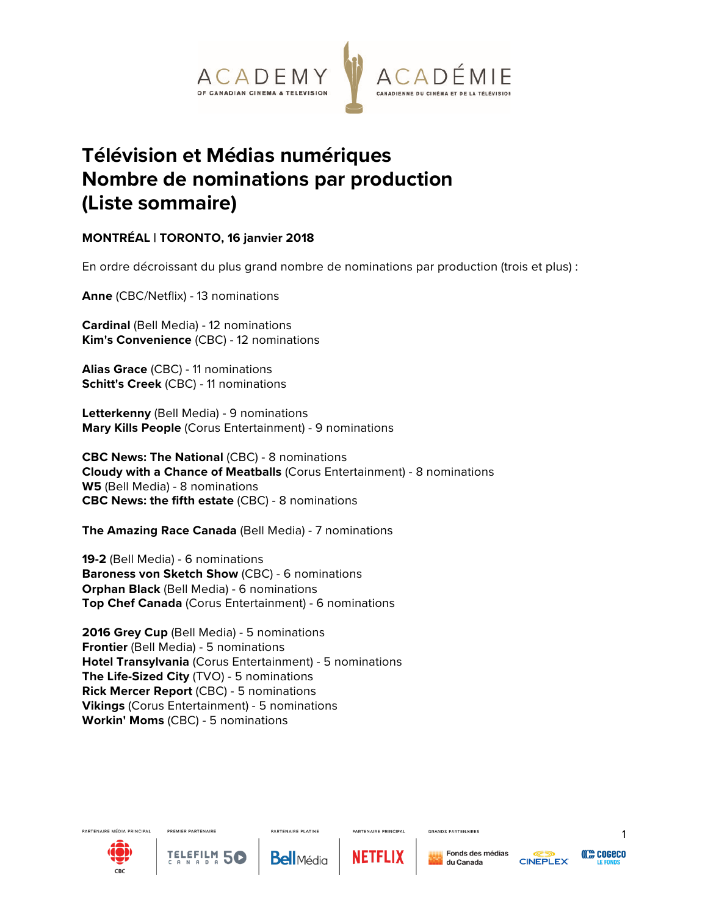ACADEMY OF CANADIAN CINEMA & TELEVISION | ACADÉMIE CANADIENNE DU CINÉMA ET DE LA TÉLÉVISION

# Télévision et Médias numériques
# Nombre de nominations par production
# (Liste sommaire)

**MONTRÉAL | TORONTO, 16 janvier 2018**

En ordre décroissant du plus grand nombre de nominations par production (trois et plus) :

**Anne** (CBC/Netflix) - 13 nominations

**Cardinal** (Bell Media) - 12 nominations
**Kim's Convenience** (CBC) - 12 nominations

**Alias Grace** (CBC) - 11 nominations
**Schitt's Creek** (CBC) - 11 nominations

**Letterkenny** (Bell Media) - 9 nominations
**Mary Kills People** (Corus Entertainment) - 9 nominations

**CBC News: The National** (CBC) - 8 nominations
**Cloudy with a Chance of Meatballs** (Corus Entertainment) - 8 nominations
**W5** (Bell Media) - 8 nominations
**CBC News: the fifth estate** (CBC) - 8 nominations

**The Amazing Race Canada** (Bell Media) - 7 nominations

**19-2** (Bell Media) - 6 nominations
**Baroness von Sketch Show** (CBC) - 6 nominations
**Orphan Black** (Bell Media) - 6 nominations
**Top Chef Canada** (Corus Entertainment) - 6 nominations

**2016 Grey Cup** (Bell Media) - 5 nominations
**Frontier** (Bell Media) - 5 nominations
**Hotel Transylvania** (Corus Entertainment) - 5 nominations
**The Life-Sized City** (TVO) - 5 nominations
**Rick Mercer Report** (CBC) - 5 nominations
**Vikings** (Corus Entertainment) - 5 nominations
**Workin' Moms** (CBC) - 5 nominations

PARTENAIRE MÉDIA PRINCIPAL: CBC | PREMIER PARTENAIRE: Telefilm Canada 50 | PARTENAIRE PLATINE: Bell Média | PARTENAIRE PRINCIPAL: Netflix | GRANDS PARTENAIRES: Fonds des médias du Canada, Cineplex, Cogeco Le Fonds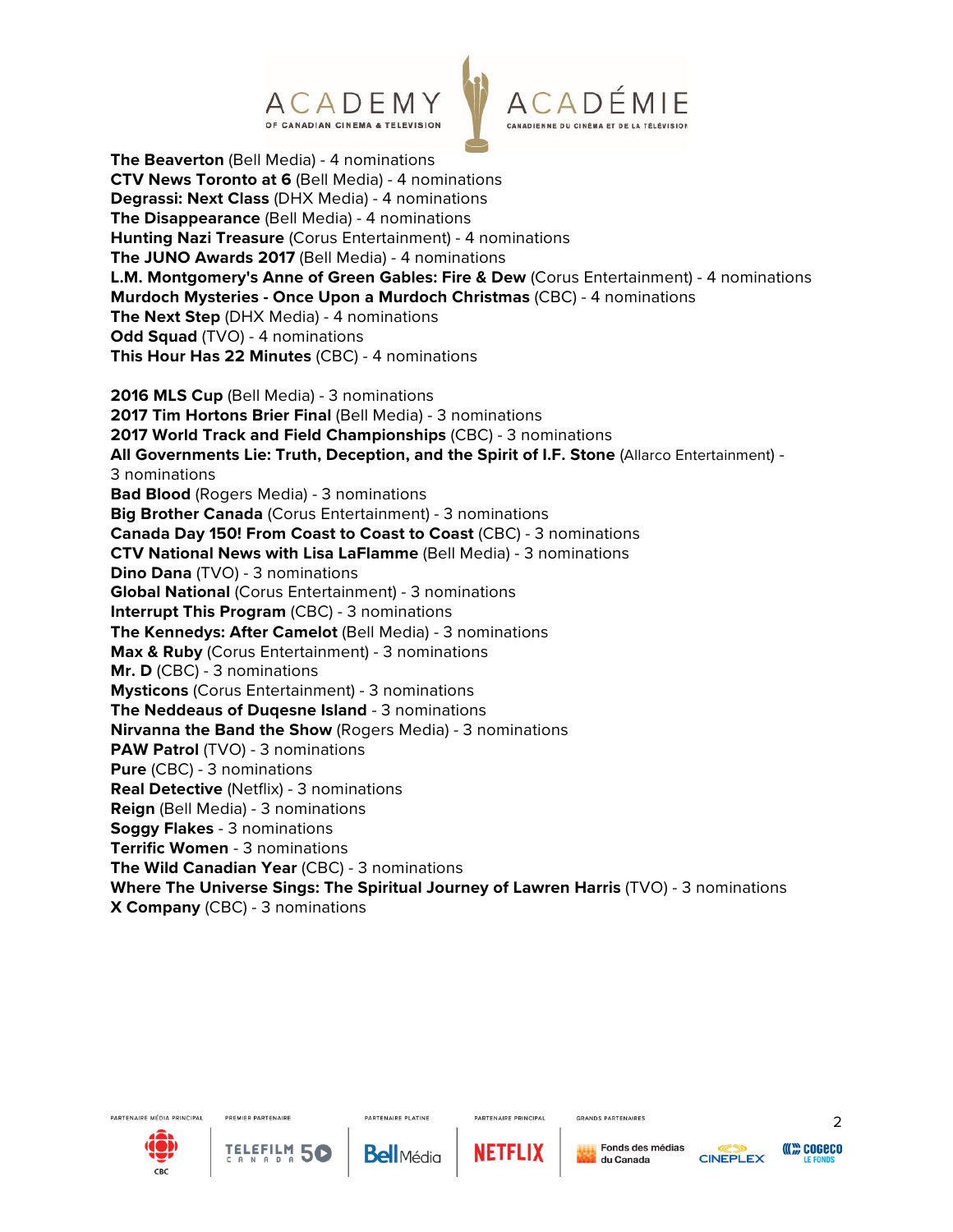**The Beaverton** (Bell Media) - 4 nominations
**CTV News Toronto at 6** (Bell Media) - 4 nominations
**Degrassi: Next Class** (DHX Media) - 4 nominations
**The Disappearance** (Bell Media) - 4 nominations
**Hunting Nazi Treasure** (Corus Entertainment) - 4 nominations
**The JUNO Awards 2017** (Bell Media) - 4 nominations
**L.M. Montgomery's Anne of Green Gables: Fire & Dew** (Corus Entertainment) - 4 nominations
**Murdoch Mysteries - Once Upon a Murdoch Christmas** (CBC) - 4 nominations
**The Next Step** (DHX Media) - 4 nominations
**Odd Squad** (TVO) - 4 nominations
**This Hour Has 22 Minutes** (CBC) - 4 nominations

**2016 MLS Cup** (Bell Media) - 3 nominations
**2017 Tim Hortons Brier Final** (Bell Media) - 3 nominations
**2017 World Track and Field Championships** (CBC) - 3 nominations
**All Governments Lie: Truth, Deception, and the Spirit of I.F. Stone** (Allarco Entertainment) - 3 nominations
**Bad Blood** (Rogers Media) - 3 nominations
**Big Brother Canada** (Corus Entertainment) - 3 nominations
**Canada Day 150! From Coast to Coast to Coast** (CBC) - 3 nominations
**CTV National News with Lisa LaFlamme** (Bell Media) - 3 nominations
**Dino Dana** (TVO) - 3 nominations
**Global National** (Corus Entertainment) - 3 nominations
**Interrupt This Program** (CBC) - 3 nominations
**The Kennedys: After Camelot** (Bell Media) - 3 nominations
**Max & Ruby** (Corus Entertainment) - 3 nominations
**Mr. D** (CBC) - 3 nominations
**Mysticons** (Corus Entertainment) - 3 nominations
**The Neddeaus of Duqesne Island** - 3 nominations
**Nirvanna the Band the Show** (Rogers Media) - 3 nominations
**PAW Patrol** (TVO) - 3 nominations
**Pure** (CBC) - 3 nominations
**Real Detective** (Netflix) - 3 nominations
**Reign** (Bell Media) - 3 nominations
**Soggy Flakes** - 3 nominations
**Terrific Women** - 3 nominations
**The Wild Canadian Year** (CBC) - 3 nominations
**Where The Universe Sings: The Spiritual Journey of Lawren Harris** (TVO) - 3 nominations
**X Company** (CBC) - 3 nominations